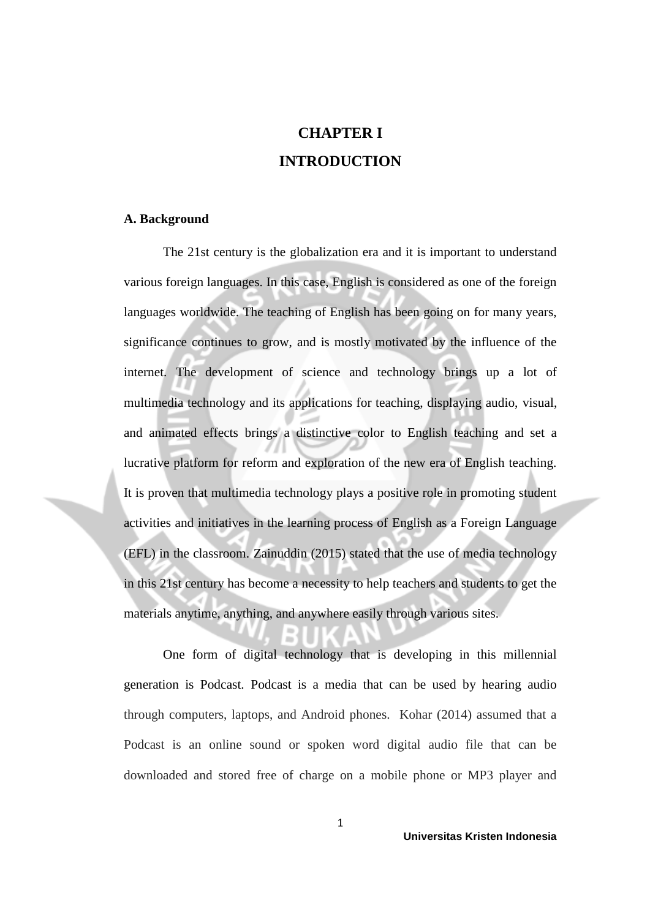# CHAPTER I
# INTRODUCTION

## A. Background

The 21st century is the globalization era and it is important to understand various foreign languages. In this case, English is considered as one of the foreign languages worldwide. The teaching of English has been going on for many years, significance continues to grow, and is mostly motivated by the influence of the internet. The development of science and technology brings up a lot of multimedia technology and its applications for teaching, displaying audio, visual, and animated effects brings a distinctive color to English teaching and set a lucrative platform for reform and exploration of the new era of English teaching. It is proven that multimedia technology plays a positive role in promoting student activities and initiatives in the learning process of English as a Foreign Language (EFL) in the classroom. Zainuddin (2015) stated that the use of media technology in this 21st century has become a necessity to help teachers and students to get the materials anytime, anything, and anywhere easily through various sites.

One form of digital technology that is developing in this millennial generation is Podcast. Podcast is a media that can be used by hearing audio through computers, laptops, and Android phones. Kohar (2014) assumed that a Podcast is an online sound or spoken word digital audio file that can be downloaded and stored free of charge on a mobile phone or MP3 player and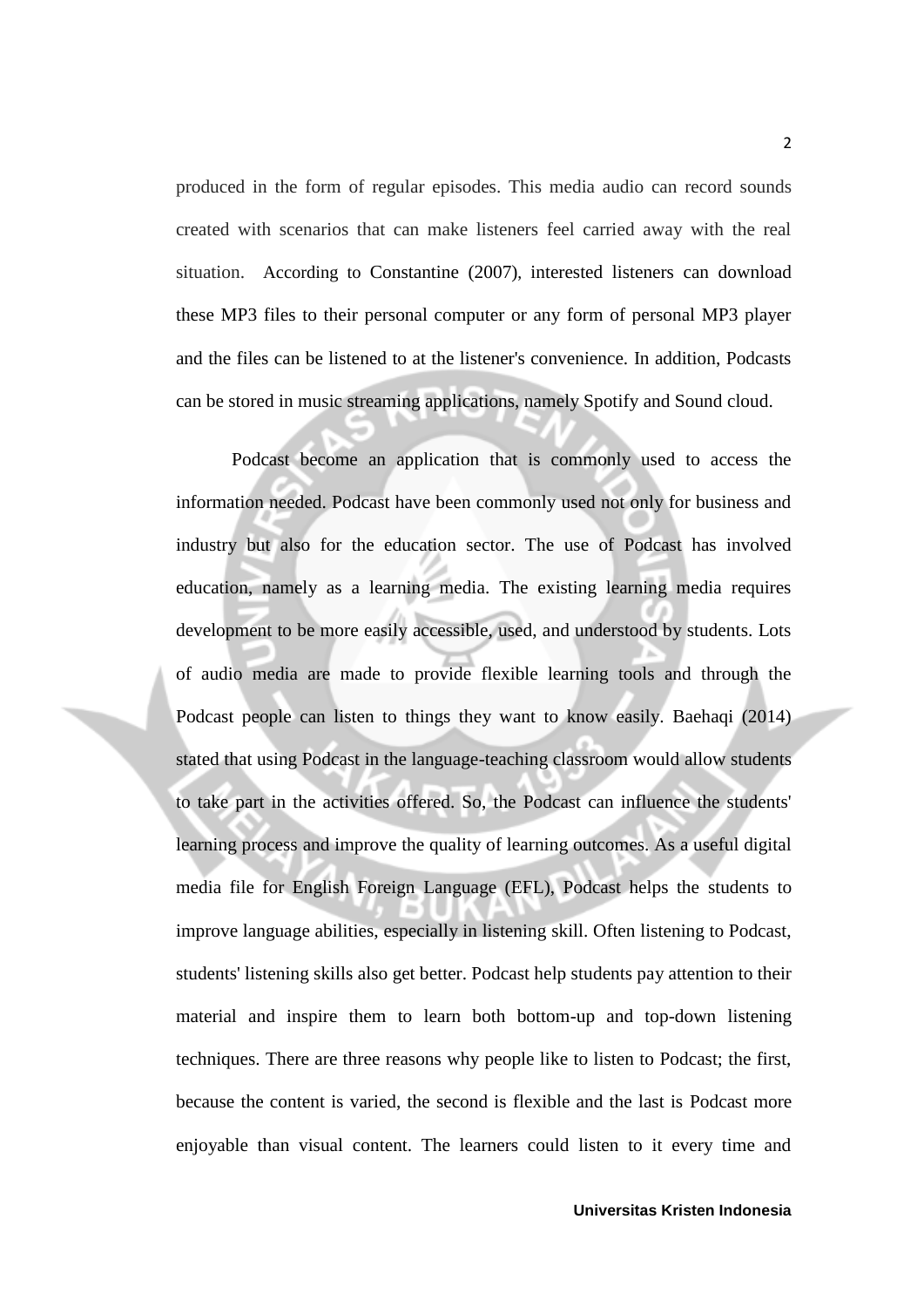produced in the form of regular episodes. This media audio can record sounds created with scenarios that can make listeners feel carried away with the real situation. According to Constantine (2007), interested listeners can download these MP3 files to their personal computer or any form of personal MP3 player and the files can be listened to at the listener's convenience. In addition, Podcasts can be stored in music streaming applications, namely Spotify and Sound cloud.

Podcast become an application that is commonly used to access the information needed. Podcast have been commonly used not only for business and industry but also for the education sector. The use of Podcast has involved education, namely as a learning media. The existing learning media requires development to be more easily accessible, used, and understood by students. Lots of audio media are made to provide flexible learning tools and through the Podcast people can listen to things they want to know easily. Baehaqi (2014) stated that using Podcast in the language-teaching classroom would allow students to take part in the activities offered. So, the Podcast can influence the students' learning process and improve the quality of learning outcomes. As a useful digital media file for English Foreign Language (EFL), Podcast helps the students to improve language abilities, especially in listening skill. Often listening to Podcast, students' listening skills also get better. Podcast help students pay attention to their material and inspire them to learn both bottom-up and top-down listening techniques. There are three reasons why people like to listen to Podcast; the first, because the content is varied, the second is flexible and the last is Podcast more enjoyable than visual content. The learners could listen to it every time and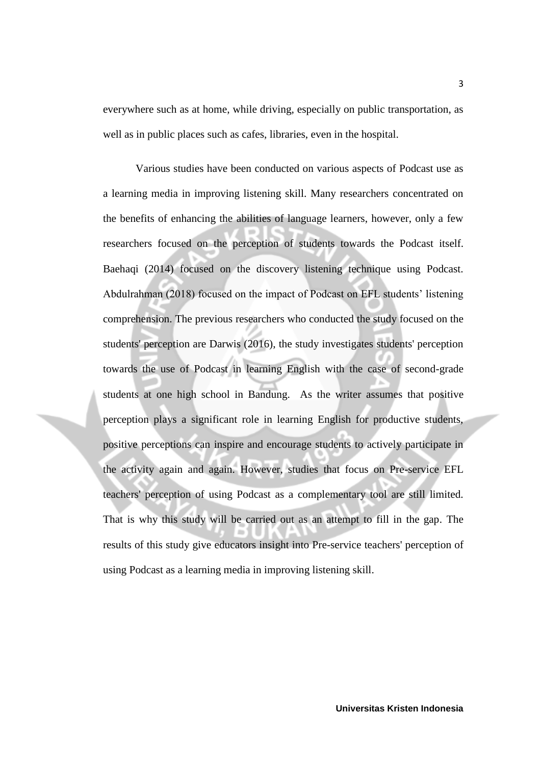everywhere such as at home, while driving, especially on public transportation, as well as in public places such as cafes, libraries, even in the hospital.

Various studies have been conducted on various aspects of Podcast use as a learning media in improving listening skill. Many researchers concentrated on the benefits of enhancing the abilities of language learners, however, only a few researchers focused on the perception of students towards the Podcast itself. Baehaqi (2014) focused on the discovery listening technique using Podcast. Abdulrahman (2018) focused on the impact of Podcast on EFL students' listening comprehension. The previous researchers who conducted the study focused on the students' perception are Darwis (2016), the study investigates students' perception towards the use of Podcast in learning English with the case of second-grade students at one high school in Bandung. As the writer assumes that positive perception plays a significant role in learning English for productive students, positive perceptions can inspire and encourage students to actively participate in the activity again and again. However, studies that focus on Pre-service EFL teachers' perception of using Podcast as a complementary tool are still limited. That is why this study will be carried out as an attempt to fill in the gap. The results of this study give educators insight into Pre-service teachers' perception of using Podcast as a learning media in improving listening skill.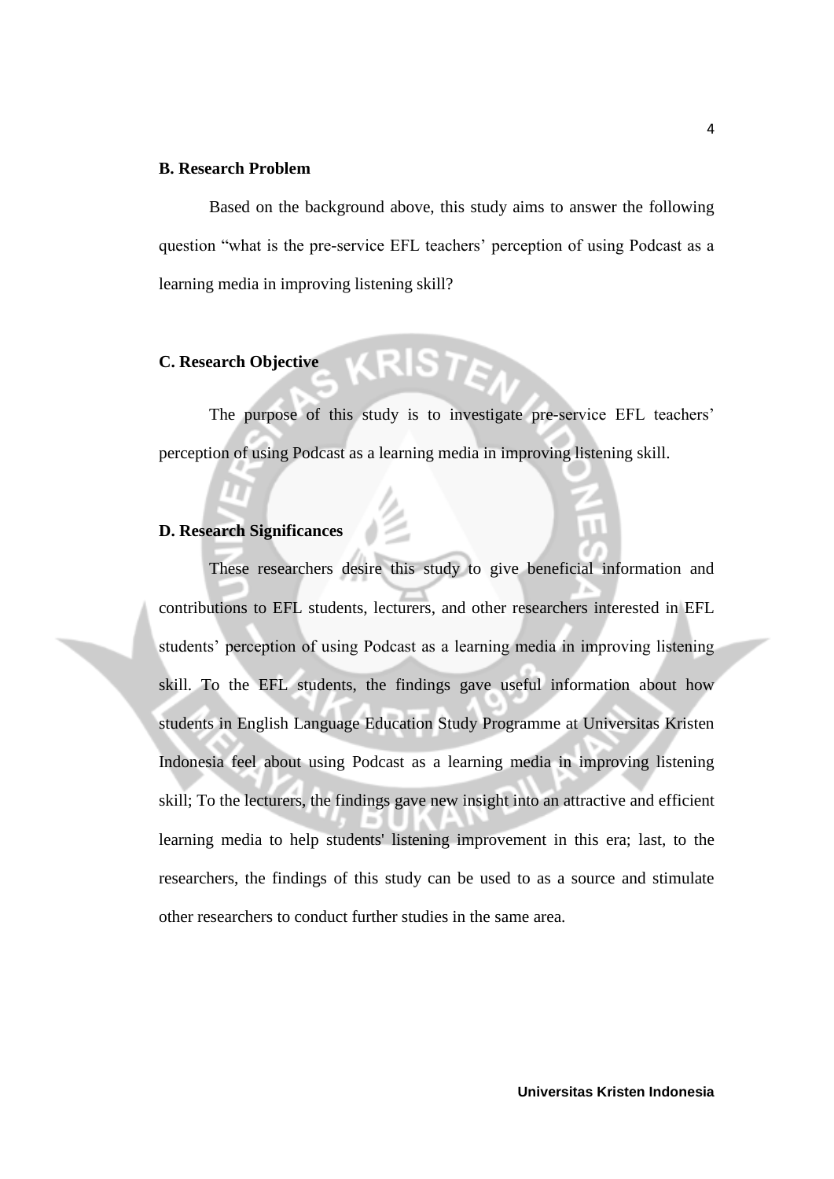### B. Research Problem

Based on the background above, this study aims to answer the following question "what is the pre-service EFL teachers' perception of using Podcast as a learning media in improving listening skill?

### C. Research Objective

The purpose of this study is to investigate pre-service EFL teachers' perception of using Podcast as a learning media in improving listening skill.

### D. Research Significances

These researchers desire this study to give beneficial information and contributions to EFL students, lecturers, and other researchers interested in EFL students' perception of using Podcast as a learning media in improving listening skill. To the EFL students, the findings gave useful information about how students in English Language Education Study Programme at Universitas Kristen Indonesia feel about using Podcast as a learning media in improving listening skill; To the lecturers, the findings gave new insight into an attractive and efficient learning media to help students' listening improvement in this era; last, to the researchers, the findings of this study can be used to as a source and stimulate other researchers to conduct further studies in the same area.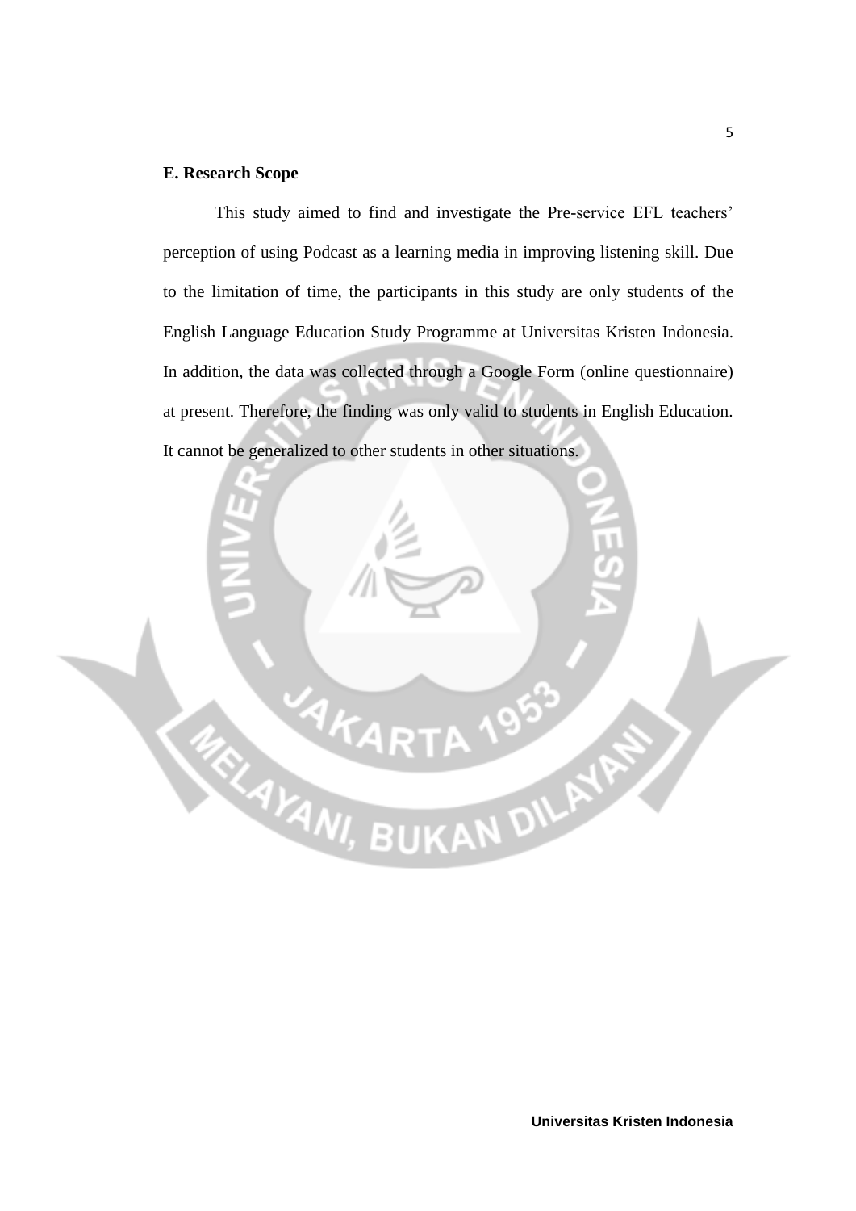## E. Research Scope

This study aimed to find and investigate the Pre-service EFL teachers' perception of using Podcast as a learning media in improving listening skill. Due to the limitation of time, the participants in this study are only students of the English Language Education Study Programme at Universitas Kristen Indonesia. In addition, the data was collected through a Google Form (online questionnaire) at present. Therefore, the finding was only valid to students in English Education. It cannot be generalized to other students in other situations.